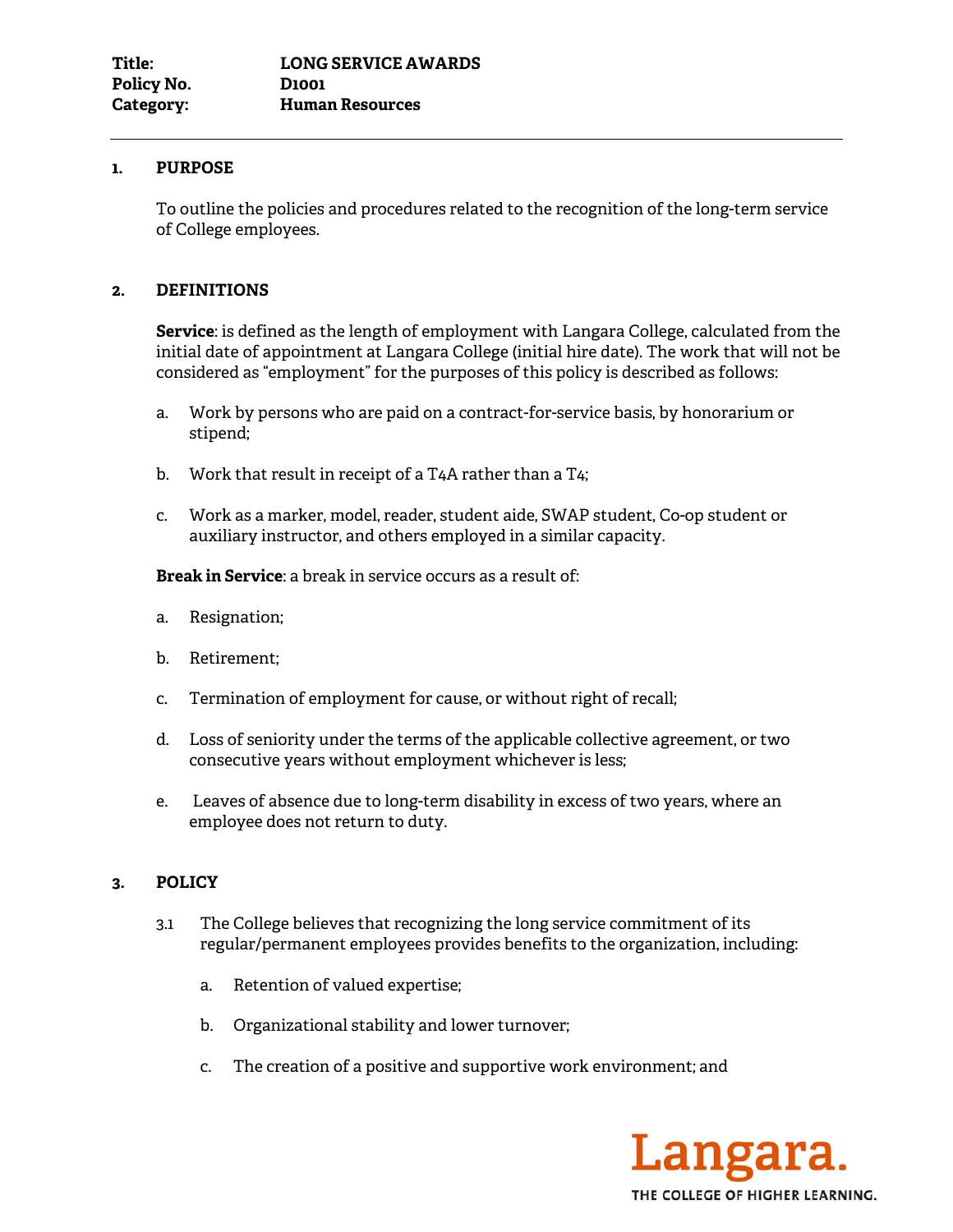**Title:** LONG SERVICE AWARDS
**Policy No.** D1001
**Category:** Human Resources

## 1. PURPOSE

To outline the policies and procedures related to the recognition of the long-term service of College employees.

## 2. DEFINITIONS

**Service**: is defined as the length of employment with Langara College, calculated from the initial date of appointment at Langara College (initial hire date). The work that will not be considered as "employment" for the purposes of this policy is described as follows:

a. Work by persons who are paid on a contract-for-service basis, by honorarium or stipend;

b. Work that result in receipt of a T4A rather than a T4;

c. Work as a marker, model, reader, student aide, SWAP student, Co-op student or auxiliary instructor, and others employed in a similar capacity.

**Break in Service**: a break in service occurs as a result of:

a. Resignation;

b. Retirement;

c. Termination of employment for cause, or without right of recall;

d. Loss of seniority under the terms of the applicable collective agreement, or two consecutive years without employment whichever is less;

e. Leaves of absence due to long-term disability in excess of two years, where an employee does not return to duty.

## 3. POLICY

3.1 The College believes that recognizing the long service commitment of its regular/permanent employees provides benefits to the organization, including:

a. Retention of valued expertise;

b. Organizational stability and lower turnover;

c. The creation of a positive and supportive work environment; and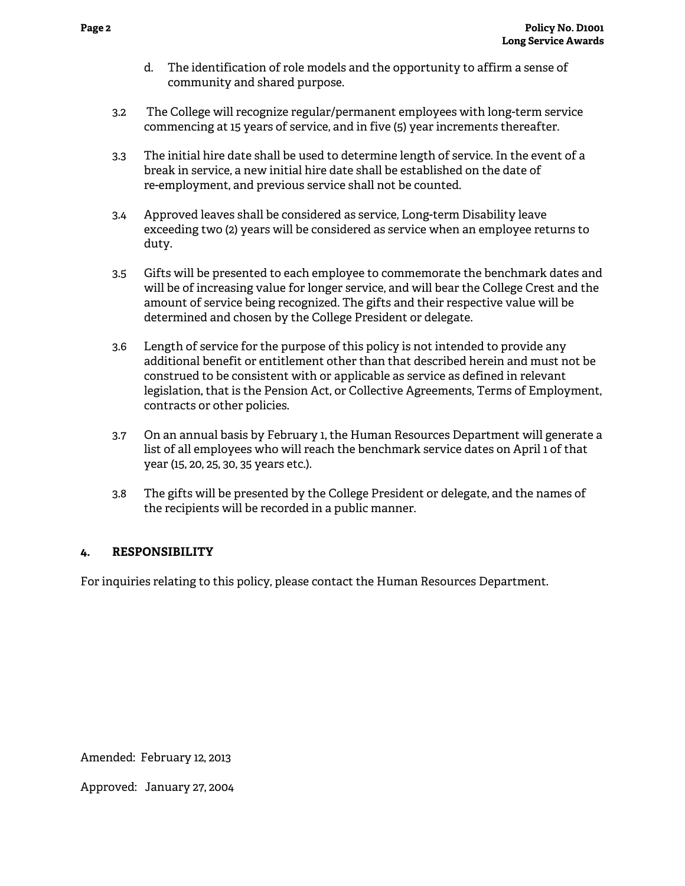d. The identification of role models and the opportunity to affirm a sense of community and shared purpose.

3.2 The College will recognize regular/permanent employees with long-term service commencing at 15 years of service, and in five (5) year increments thereafter.

3.3 The initial hire date shall be used to determine length of service. In the event of a break in service, a new initial hire date shall be established on the date of re-employment, and previous service shall not be counted.

3.4 Approved leaves shall be considered as service, Long-term Disability leave exceeding two (2) years will be considered as service when an employee returns to duty.

3.5 Gifts will be presented to each employee to commemorate the benchmark dates and will be of increasing value for longer service, and will bear the College Crest and the amount of service being recognized. The gifts and their respective value will be determined and chosen by the College President or delegate.

3.6 Length of service for the purpose of this policy is not intended to provide any additional benefit or entitlement other than that described herein and must not be construed to be consistent with or applicable as service as defined in relevant legislation, that is the Pension Act, or Collective Agreements, Terms of Employment, contracts or other policies.

3.7 On an annual basis by February 1, the Human Resources Department will generate a list of all employees who will reach the benchmark service dates on April 1 of that year (15, 20, 25, 30, 35 years etc.).

3.8 The gifts will be presented by the College President or delegate, and the names of the recipients will be recorded in a public manner.

## 4. RESPONSIBILITY

For inquiries relating to this policy, please contact the Human Resources Department.

Amended: February 12, 2013

Approved: January 27, 2004